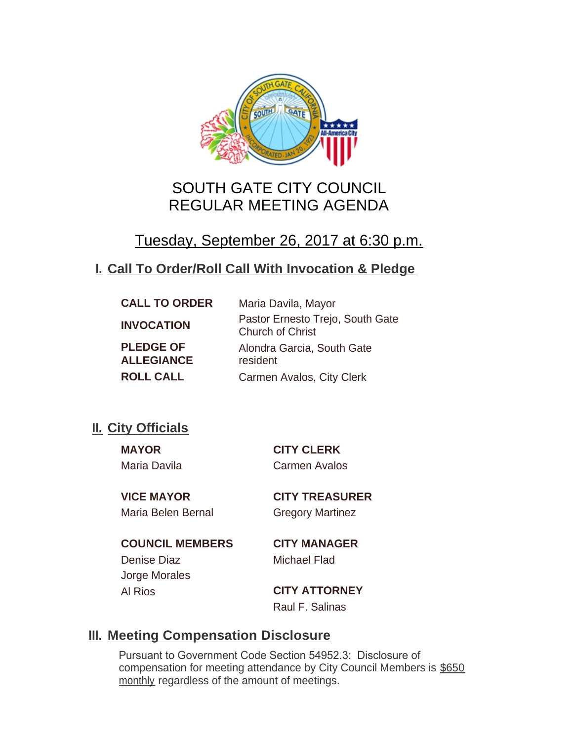# SOUTH GATE CITY COUNCIL
# REGULAR MEETING AGENDA

## Tuesday, September 26, 2017 at 6:30 p.m.

## I. Call To Order/Roll Call With Invocation & Pledge

| | |
|---|---|
| **CALL TO ORDER** | Maria Davila, Mayor |
| **INVOCATION** | Pastor Ernesto Trejo, South Gate Church of Christ |
| **PLEDGE OF ALLEGIANCE** | Alondra Garcia, South Gate resident |
| **ROLL CALL** | Carmen Avalos, City Clerk |

## II. City Officials

**MAYOR**
Maria Davila

**VICE MAYOR**
Maria Belen Bernal

**COUNCIL MEMBERS**
Denise Diaz
Jorge Morales
Al Rios

**CITY CLERK**
Carmen Avalos

**CITY TREASURER**
Gregory Martinez

**CITY MANAGER**
Michael Flad

**CITY ATTORNEY**
Raul F. Salinas

## III. Meeting Compensation Disclosure

Pursuant to Government Code Section 54952.3: Disclosure of compensation for meeting attendance by City Council Members is $650 monthly regardless of the amount of meetings.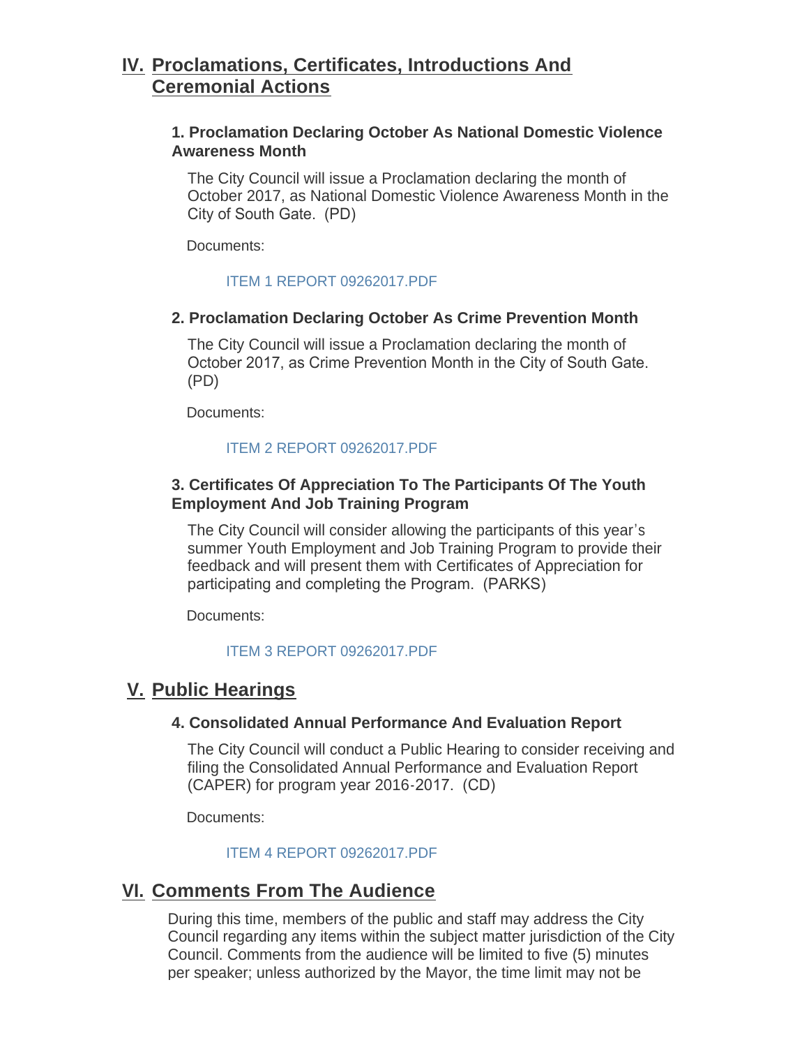## IV. Proclamations, Certificates, Introductions And Ceremonial Actions

### 1. Proclamation Declaring October As National Domestic Violence Awareness Month

The City Council will issue a Proclamation declaring the month of October 2017, as National Domestic Violence Awareness Month in the City of South Gate. (PD)

Documents:

ITEM 1 REPORT 09262017.PDF

### 2. Proclamation Declaring October As Crime Prevention Month

The City Council will issue a Proclamation declaring the month of October 2017, as Crime Prevention Month in the City of South Gate. (PD)

Documents:

ITEM 2 REPORT 09262017.PDF

### 3. Certificates Of Appreciation To The Participants Of The Youth Employment And Job Training Program

The City Council will consider allowing the participants of this year's summer Youth Employment and Job Training Program to provide their feedback and will present them with Certificates of Appreciation for participating and completing the Program. (PARKS)

Documents:

ITEM 3 REPORT 09262017.PDF

## V. Public Hearings

### 4. Consolidated Annual Performance And Evaluation Report

The City Council will conduct a Public Hearing to consider receiving and filing the Consolidated Annual Performance and Evaluation Report (CAPER) for program year 2016-2017. (CD)

Documents:

ITEM 4 REPORT 09262017.PDF

## VI. Comments From The Audience

During this time, members of the public and staff may address the City Council regarding any items within the subject matter jurisdiction of the City Council. Comments from the audience will be limited to five (5) minutes per speaker; unless authorized by the Mayor, the time limit may not be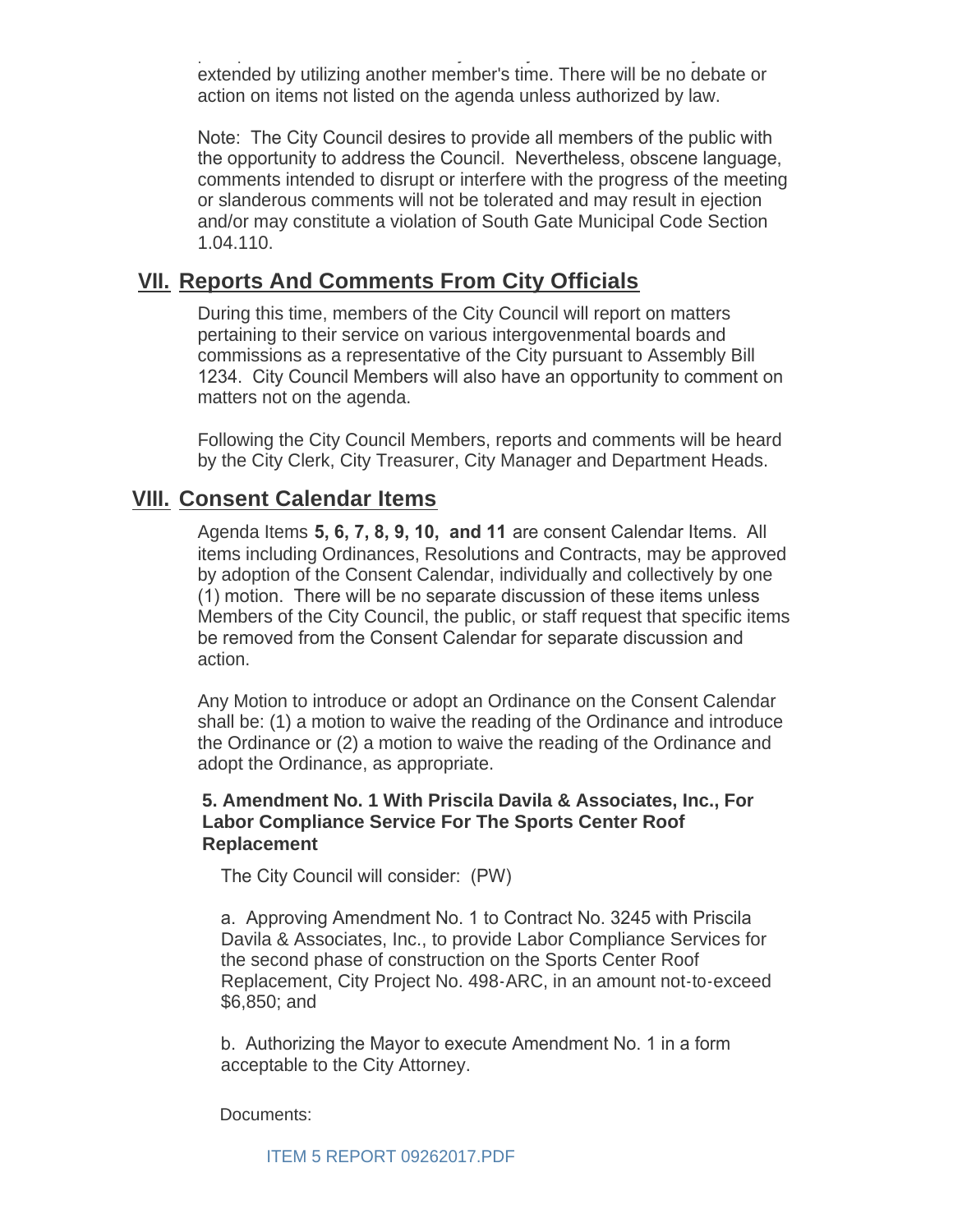extended by utilizing another member's time. There will be no debate or action on items not listed on the agenda unless authorized by law.

Note: The City Council desires to provide all members of the public with the opportunity to address the Council. Nevertheless, obscene language, comments intended to disrupt or interfere with the progress of the meeting or slanderous comments will not be tolerated and may result in ejection and/or may constitute a violation of South Gate Municipal Code Section 1.04.110.

## VII. Reports And Comments From City Officials

During this time, members of the City Council will report on matters pertaining to their service on various intergovenmental boards and commissions as a representative of the City pursuant to Assembly Bill 1234. City Council Members will also have an opportunity to comment on matters not on the agenda.

Following the City Council Members, reports and comments will be heard by the City Clerk, City Treasurer, City Manager and Department Heads.

## VIII. Consent Calendar Items

Agenda Items **5, 6, 7, 8, 9, 10, and 11** are consent Calendar Items. All items including Ordinances, Resolutions and Contracts, may be approved by adoption of the Consent Calendar, individually and collectively by one (1) motion. There will be no separate discussion of these items unless Members of the City Council, the public, or staff request that specific items be removed from the Consent Calendar for separate discussion and action.

Any Motion to introduce or adopt an Ordinance on the Consent Calendar shall be: (1) a motion to waive the reading of the Ordinance and introduce the Ordinance or (2) a motion to waive the reading of the Ordinance and adopt the Ordinance, as appropriate.

### 5. Amendment No. 1 With Priscila Davila & Associates, Inc., For Labor Compliance Service For The Sports Center Roof Replacement

The City Council will consider: (PW)

a. Approving Amendment No. 1 to Contract No. 3245 with Priscila Davila & Associates, Inc., to provide Labor Compliance Services for the second phase of construction on the Sports Center Roof Replacement, City Project No. 498-ARC, in an amount not-to-exceed $6,850; and

b. Authorizing the Mayor to execute Amendment No. 1 in a form acceptable to the City Attorney.

Documents:

ITEM 5 REPORT 09262017.PDF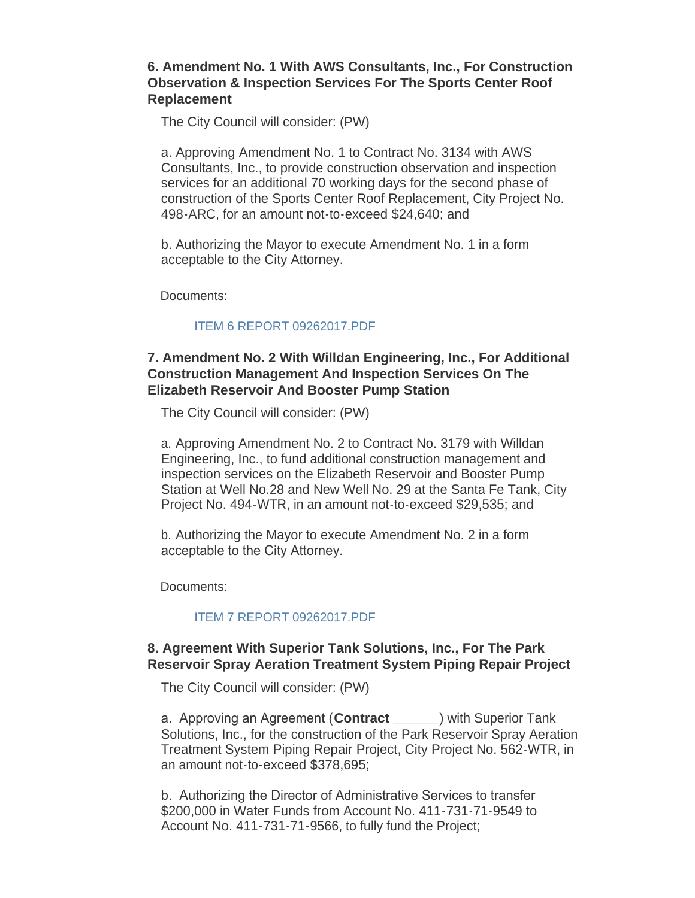### 6. Amendment No. 1 With AWS Consultants, Inc., For Construction Observation & Inspection Services For The Sports Center Roof Replacement

The City Council will consider: (PW)

a. Approving Amendment No. 1 to Contract No. 3134 with AWS Consultants, Inc., to provide construction observation and inspection services for an additional 70 working days for the second phase of construction of the Sports Center Roof Replacement, City Project No. 498-ARC, for an amount not-to-exceed $24,640; and

b. Authorizing the Mayor to execute Amendment No. 1 in a form acceptable to the City Attorney.

Documents:

ITEM 6 REPORT 09262017.PDF

### 7. Amendment No. 2 With Willdan Engineering, Inc., For Additional Construction Management And Inspection Services On The Elizabeth Reservoir And Booster Pump Station

The City Council will consider: (PW)

a. Approving Amendment No. 2 to Contract No. 3179 with Willdan Engineering, Inc., to fund additional construction management and inspection services on the Elizabeth Reservoir and Booster Pump Station at Well No.28 and New Well No. 29 at the Santa Fe Tank, City Project No. 494-WTR, in an amount not-to-exceed $29,535; and

b. Authorizing the Mayor to execute Amendment No. 2 in a form acceptable to the City Attorney.

Documents:

ITEM 7 REPORT 09262017.PDF

### 8. Agreement With Superior Tank Solutions, Inc., For The Park Reservoir Spray Aeration Treatment System Piping Repair Project

The City Council will consider: (PW)

a. Approving an Agreement (**Contract ______**) with Superior Tank Solutions, Inc., for the construction of the Park Reservoir Spray Aeration Treatment System Piping Repair Project, City Project No. 562-WTR, in an amount not-to-exceed $378,695;

b. Authorizing the Director of Administrative Services to transfer $200,000 in Water Funds from Account No. 411-731-71-9549 to Account No. 411-731-71-9566, to fully fund the Project;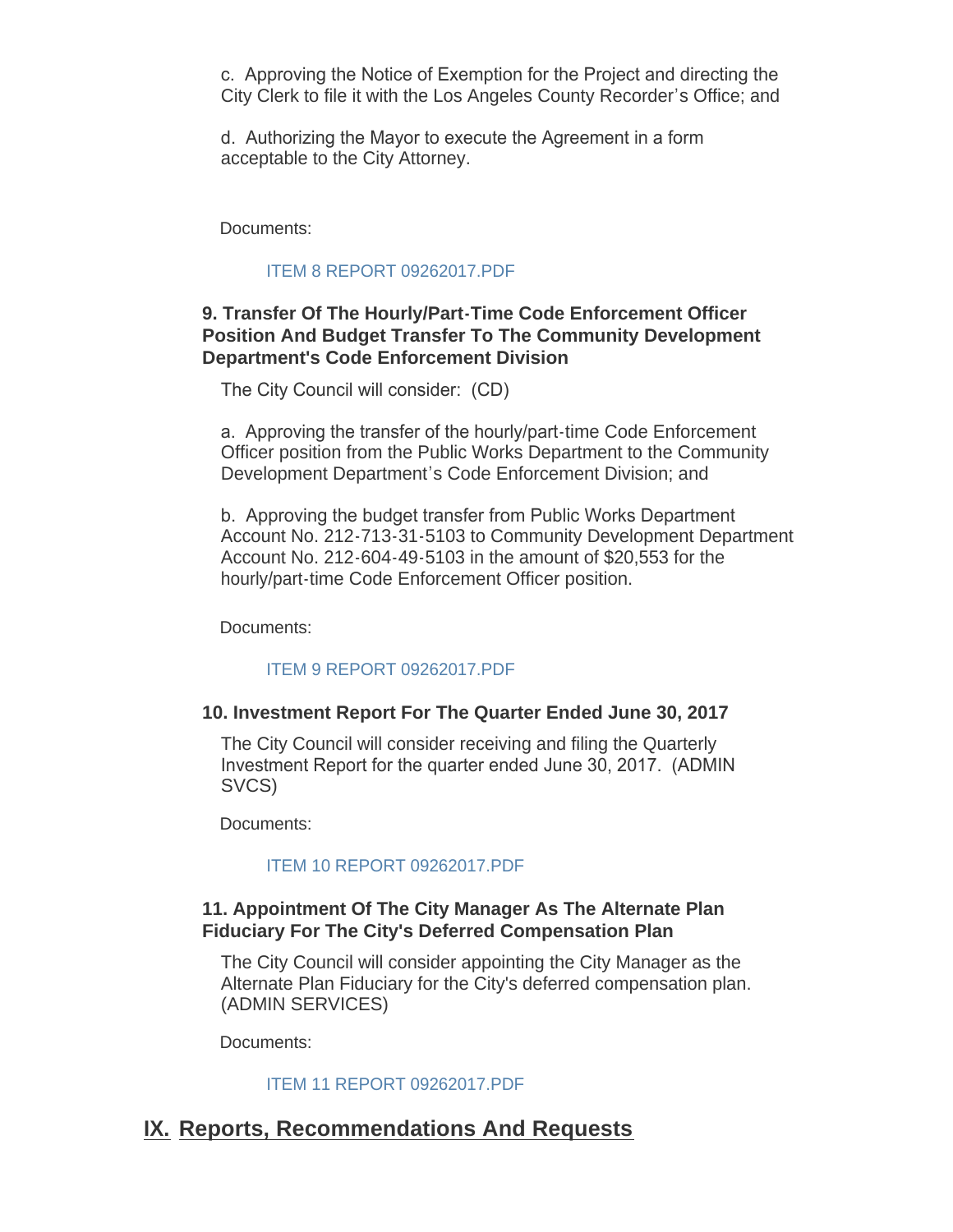c. Approving the Notice of Exemption for the Project and directing the City Clerk to file it with the Los Angeles County Recorder's Office; and

d. Authorizing the Mayor to execute the Agreement in a form acceptable to the City Attorney.

Documents:

ITEM 8 REPORT 09262017.PDF

### 9. Transfer Of The Hourly/Part-Time Code Enforcement Officer Position And Budget Transfer To The Community Development Department's Code Enforcement Division

The City Council will consider: (CD)

a. Approving the transfer of the hourly/part-time Code Enforcement Officer position from the Public Works Department to the Community Development Department's Code Enforcement Division; and

b. Approving the budget transfer from Public Works Department Account No. 212-713-31-5103 to Community Development Department Account No. 212-604-49-5103 in the amount of $20,553 for the hourly/part-time Code Enforcement Officer position.

Documents:

ITEM 9 REPORT 09262017.PDF

### 10. Investment Report For The Quarter Ended June 30, 2017

The City Council will consider receiving and filing the Quarterly Investment Report for the quarter ended June 30, 2017. (ADMIN SVCS)

Documents:

ITEM 10 REPORT 09262017.PDF

### 11. Appointment Of The City Manager As The Alternate Plan Fiduciary For The City's Deferred Compensation Plan

The City Council will consider appointing the City Manager as the Alternate Plan Fiduciary for the City's deferred compensation plan. (ADMIN SERVICES)

Documents:

ITEM 11 REPORT 09262017.PDF

## IX. Reports, Recommendations And Requests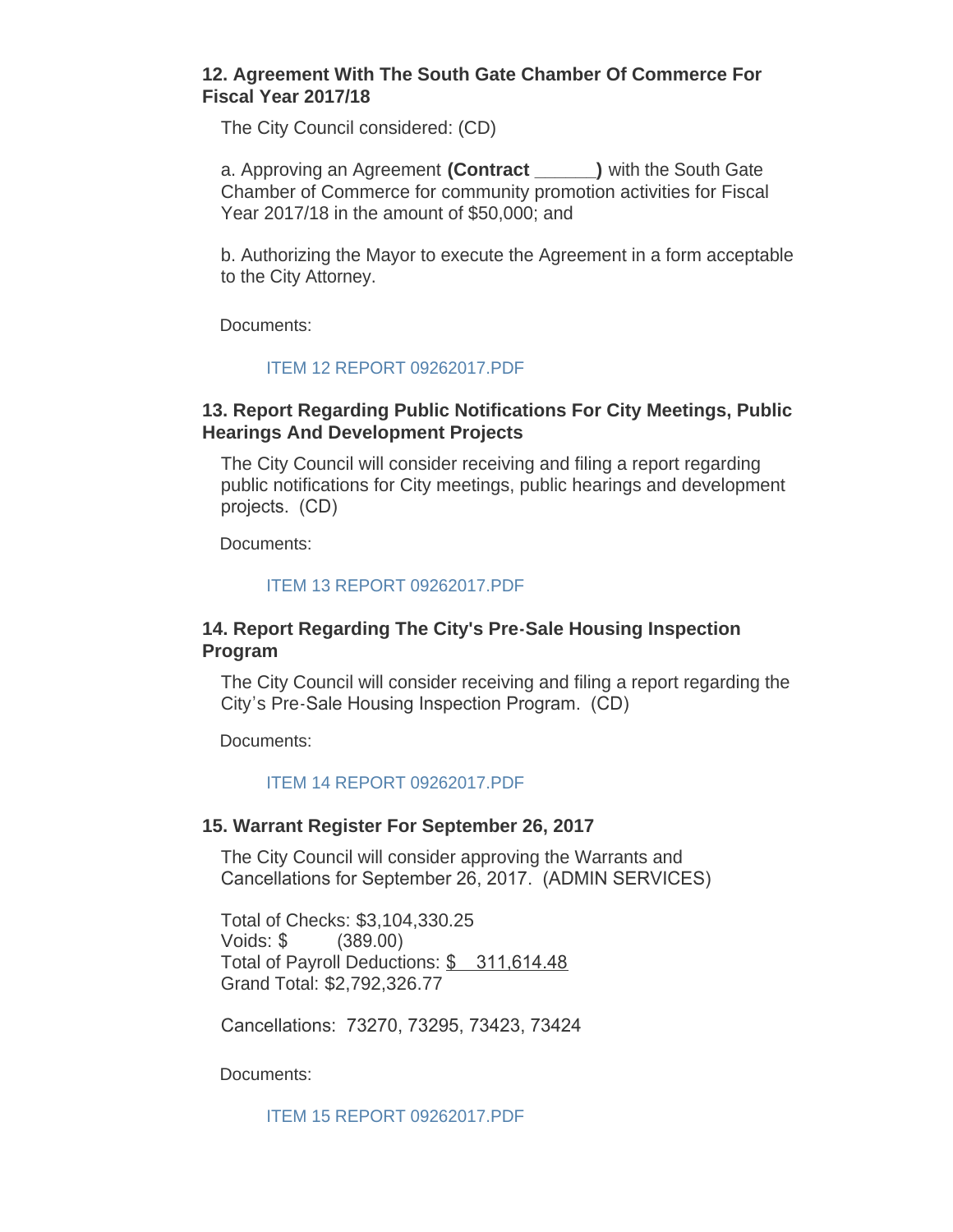### 12. Agreement With The South Gate Chamber Of Commerce For Fiscal Year 2017/18

The City Council considered: (CD)

a. Approving an Agreement **(Contract ______)** with the South Gate Chamber of Commerce for community promotion activities for Fiscal Year 2017/18 in the amount of $50,000; and

b. Authorizing the Mayor to execute the Agreement in a form acceptable to the City Attorney.

Documents:

ITEM 12 REPORT 09262017.PDF

### 13. Report Regarding Public Notifications For City Meetings, Public Hearings And Development Projects

The City Council will consider receiving and filing a report regarding public notifications for City meetings, public hearings and development projects. (CD)

Documents:

ITEM 13 REPORT 09262017.PDF

### 14. Report Regarding The City's Pre-Sale Housing Inspection Program

The City Council will consider receiving and filing a report regarding the City's Pre-Sale Housing Inspection Program. (CD)

Documents:

ITEM 14 REPORT 09262017.PDF

### 15. Warrant Register For September 26, 2017

The City Council will consider approving the Warrants and Cancellations for September 26, 2017. (ADMIN SERVICES)

Total of Checks: $3,104,330.25
Voids: $ (389.00)
Total of Payroll Deductions: $ 311,614.48
Grand Total: $2,792,326.77

Cancellations: 73270, 73295, 73423, 73424

Documents:

ITEM 15 REPORT 09262017.PDF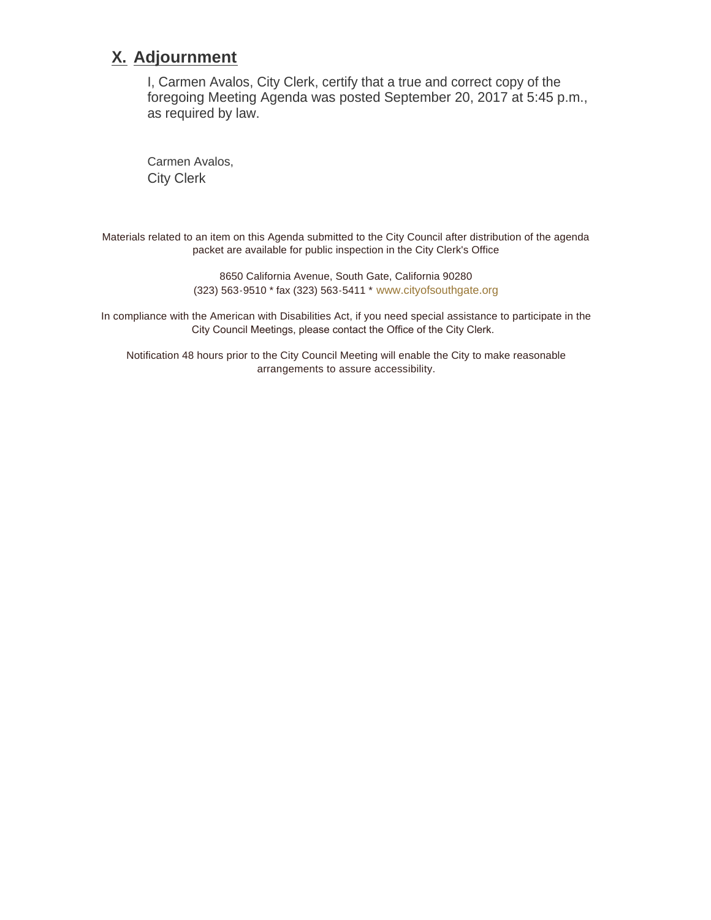## X. Adjournment

I, Carmen Avalos, City Clerk, certify that a true and correct copy of the foregoing Meeting Agenda was posted September 20, 2017 at 5:45 p.m., as required by law.

Carmen Avalos,
City Clerk

Materials related to an item on this Agenda submitted to the City Council after distribution of the agenda packet are available for public inspection in the City Clerk's Office

8650 California Avenue, South Gate, California 90280
(323) 563-9510 * fax (323) 563-5411 * www.cityofsouthgate.org

In compliance with the American with Disabilities Act, if you need special assistance to participate in the City Council Meetings, please contact the Office of the City Clerk.

Notification 48 hours prior to the City Council Meeting will enable the City to make reasonable arrangements to assure accessibility.